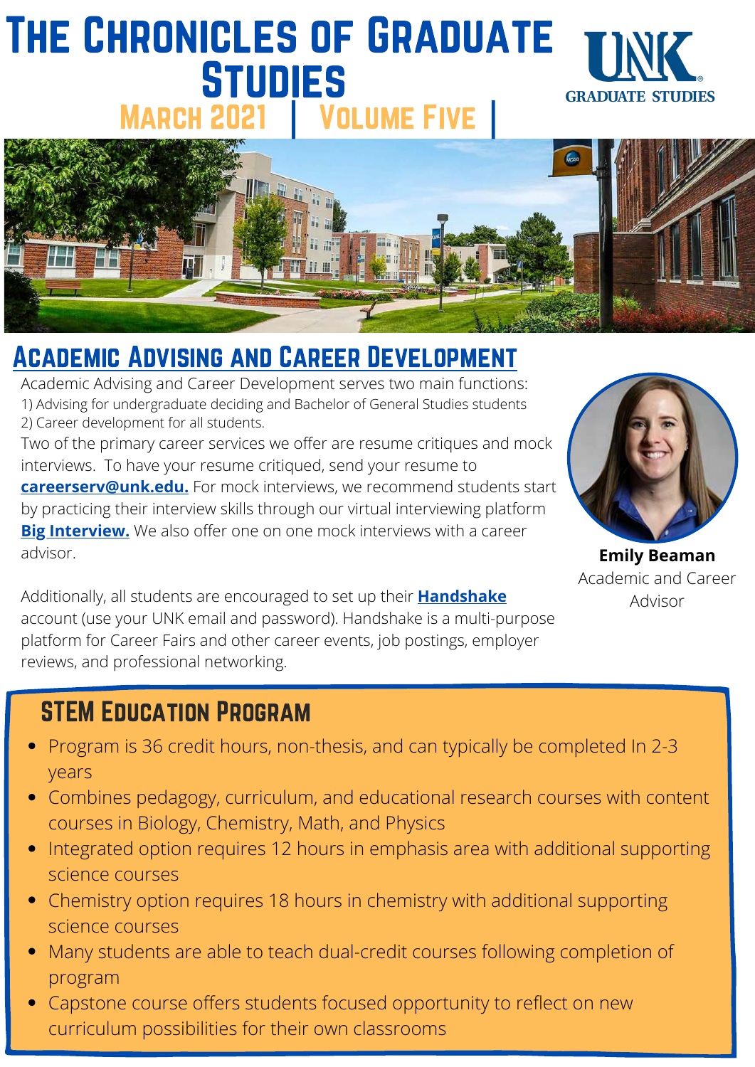# The Chronicles of Graduate Studies

March 2021 | Volume Five |

UNK GRADUATE STUDIES

## Academic Advising and Career Development

Academic Advising and Career Development serves two main functions:
1) Advising for undergraduate deciding and Bachelor of General Studies students
2) Career development for all students.

Two of the primary career services we offer are resume critiques and mock interviews. To have your resume critiqued, send your resume to **careerserv@unk.edu.** For mock interviews, we recommend students start by practicing their interview skills through our virtual interviewing platform **Big Interview.** We also offer one on one mock interviews with a career advisor.

Additionally, all students are encouraged to set up their **Handshake** account (use your UNK email and password). Handshake is a multi-purpose platform for Career Fairs and other career events, job postings, employer reviews, and professional networking.

**Emily Beaman**
Academic and Career Advisor

## STEM Education Program

- Program is 36 credit hours, non-thesis, and can typically be completed In 2-3 years
- Combines pedagogy, curriculum, and educational research courses with content courses in Biology, Chemistry, Math, and Physics
- Integrated option requires 12 hours in emphasis area with additional supporting science courses
- Chemistry option requires 18 hours in chemistry with additional supporting science courses
- Many students are able to teach dual-credit courses following completion of program
- Capstone course offers students focused opportunity to reflect on new curriculum possibilities for their own classrooms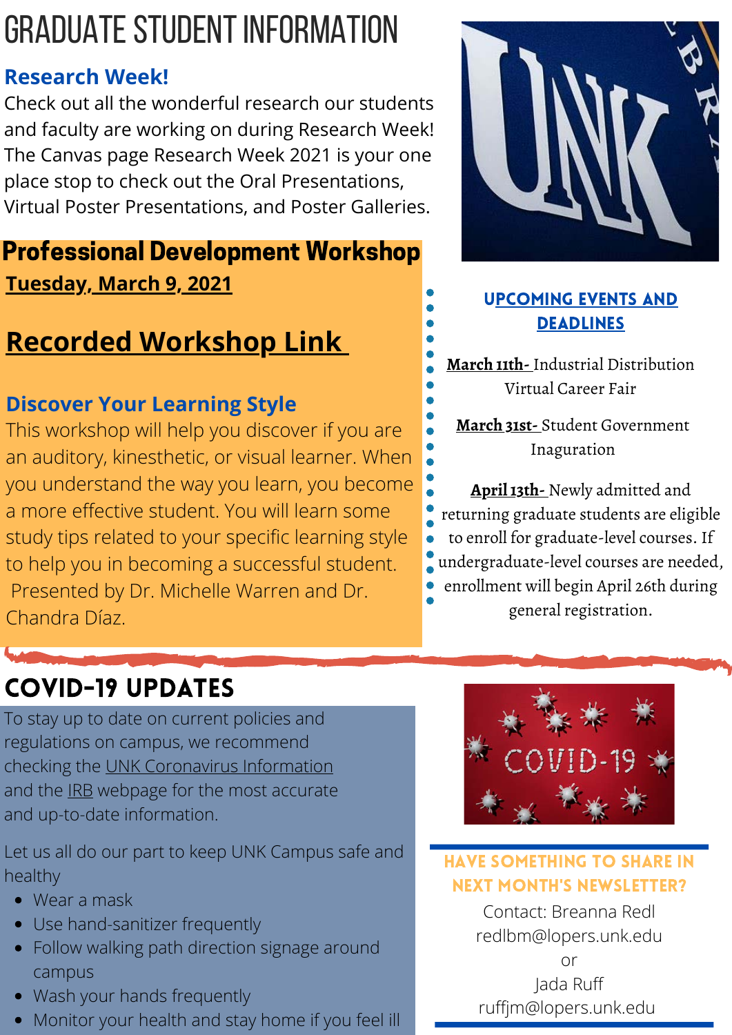# GRADUATE STUDENT INFORMATION

### Research Week!

Check out all the wonderful research our students and faculty are working on during Research Week! The Canvas page Research Week 2021 is your one place stop to check out the Oral Presentations, Virtual Poster Presentations, and Poster Galleries.

## Professional Development Workshop

**Tuesday, March 9, 2021**

## Recorded Workshop Link

### Discover Your Learning Style

This workshop will help you discover if you are an auditory, kinesthetic, or visual learner. When you understand the way you learn, you become a more effective student. You will learn some study tips related to your specific learning style to help you in becoming a successful student. Presented by Dr. Michelle Warren and Dr. Chandra Díaz.

### UPCOMING EVENTS AND DEADLINES

**March 11th-** Industrial Distribution Virtual Career Fair

**March 31st-** Student Government Inaguration

**April 13th-** Newly admitted and returning graduate students are eligible to enroll for graduate-level courses. If undergraduate-level courses are needed, enrollment will begin April 26th during general registration.

## COVID-19 UPDATES

To stay up to date on current policies and regulations on campus, we recommend checking the UNK Coronavirus Information and the IRB webpage for the most accurate and up-to-date information.

Let us all do our part to keep UNK Campus safe and healthy

- Wear a mask
- Use hand-sanitizer frequently
- Follow walking path direction signage around campus
- Wash your hands frequently
- Monitor your health and stay home if you feel ill

### HAVE SOMETHING TO SHARE IN NEXT MONTH'S NEWSLETTER?

Contact: Breanna Redl
redlbm@lopers.unk.edu
or
Jada Ruff
ruffjm@lopers.unk.edu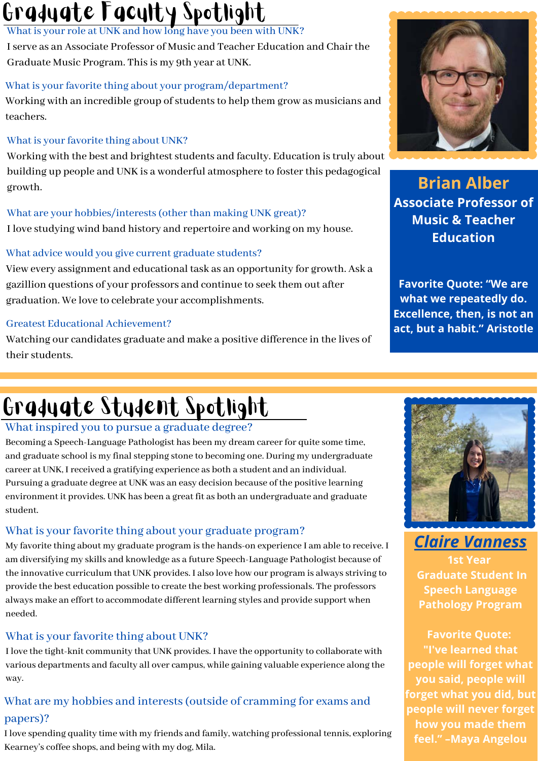# Graduate Faculty Spotlight

### What is your role at UNK and how long have you been with UNK?

I serve as an Associate Professor of Music and Teacher Education and Chair the Graduate Music Program. This is my 9th year at UNK.

### What is your favorite thing about your program/department?

Working with an incredible group of students to help them grow as musicians and teachers.

### What is your favorite thing about UNK?

Working with the best and brightest students and faculty. Education is truly about building up people and UNK is a wonderful atmosphere to foster this pedagogical growth.

### What are your hobbies/interests (other than making UNK great)?

I love studying wind band history and repertoire and working on my house.

### What advice would you give current graduate students?

View every assignment and educational task as an opportunity for growth. Ask a gazillion questions of your professors and continue to seek them out after graduation. We love to celebrate your accomplishments.

### Greatest Educational Achievement?

Watching our candidates graduate and make a positive difference in the lives of their students.

**Brian Alber**

**Associate Professor of Music & Teacher Education**

**Favorite Quote: "We are what we repeatedly do. Excellence, then, is not an act, but a habit." Aristotle**

---

# Graduate Student Spotlight

### What inspired you to pursue a graduate degree?

Becoming a Speech-Language Pathologist has been my dream career for quite some time, and graduate school is my final stepping stone to becoming one. During my undergraduate career at UNK, I received a gratifying experience as both a student and an individual. Pursuing a graduate degree at UNK was an easy decision because of the positive learning environment it provides. UNK has been a great fit as both an undergraduate and graduate student.

### What is your favorite thing about your graduate program?

My favorite thing about my graduate program is the hands-on experience I am able to receive. I am diversifying my skills and knowledge as a future Speech-Language Pathologist because of the innovative curriculum that UNK provides. I also love how our program is always striving to provide the best education possible to create the best working professionals. The professors always make an effort to accommodate different learning styles and provide support when needed.

### What is your favorite thing about UNK?

I love the tight-knit community that UNK provides. I have the opportunity to collaborate with various departments and faculty all over campus, while gaining valuable experience along the way.

### What are my hobbies and interests (outside of cramming for exams and papers)?

I love spending quality time with my friends and family, watching professional tennis, exploring Kearney's coffee shops, and being with my dog, Mila.

***Claire Vanness***

**1st Year Graduate Student In Speech Language Pathology Program**

**Favorite Quote: "I've learned that people will forget what you said, people will forget what you did, but people will never forget how you made them feel." –Maya Angelou**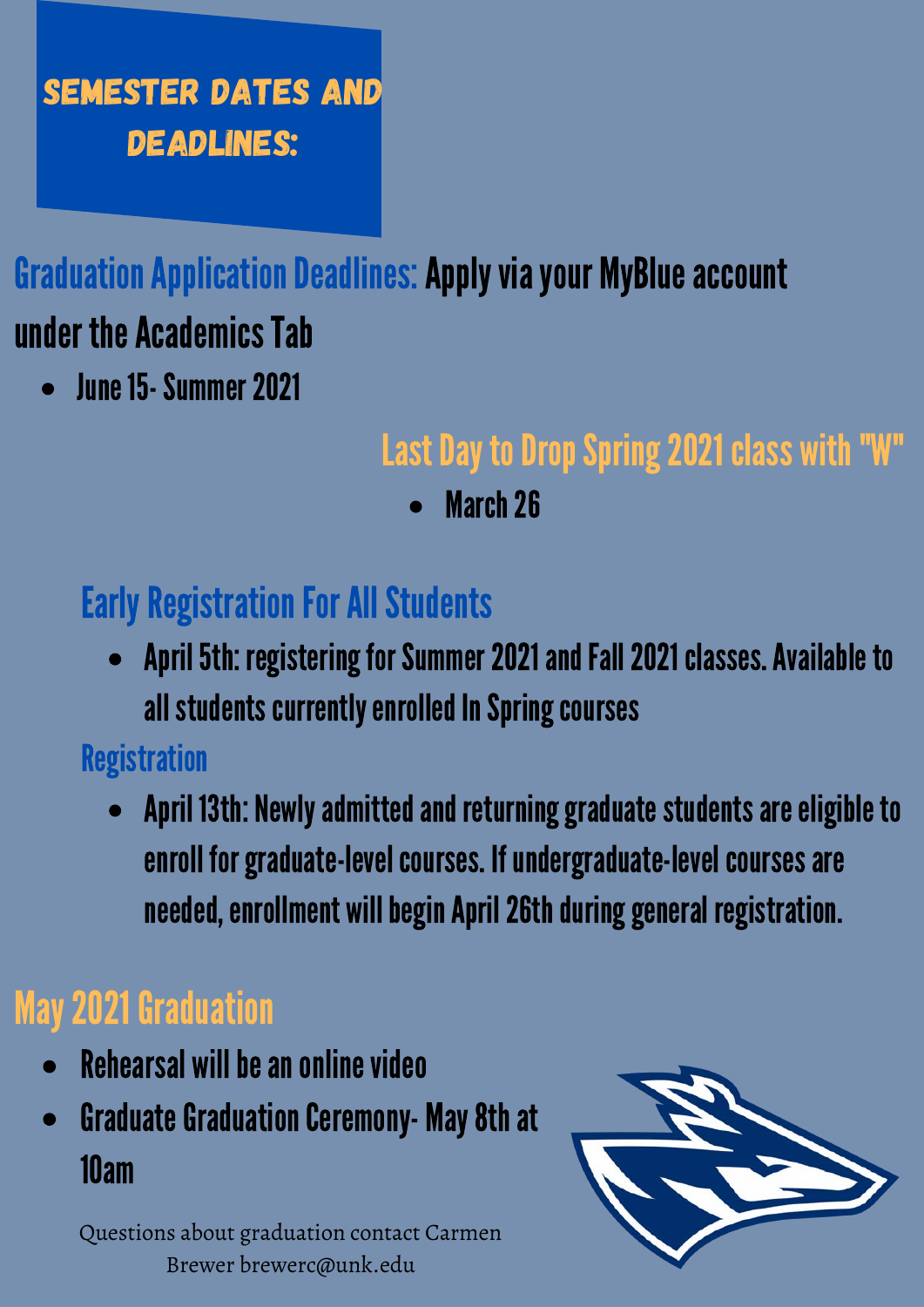# SEMESTER DATES AND DEADLINES:

**Graduation Application Deadlines:** Apply via your MyBlue account under the Academics Tab

- June 15- Summer 2021

## Last Day to Drop Spring 2021 class with "W"

- March 26

## Early Registration For All Students

- April 5th: registering for Summer 2021 and Fall 2021 classes. Available to all students currently enrolled In Spring courses

### Registration

- April 13th: Newly admitted and returning graduate students are eligible to enroll for graduate-level courses. If undergraduate-level courses are needed, enrollment will begin April 26th during general registration.

## May 2021 Graduation

- Rehearsal will be an online video
- Graduate Graduation Ceremony- May 8th at 10am

Questions about graduation contact Carmen Brewer brewerc@unk.edu